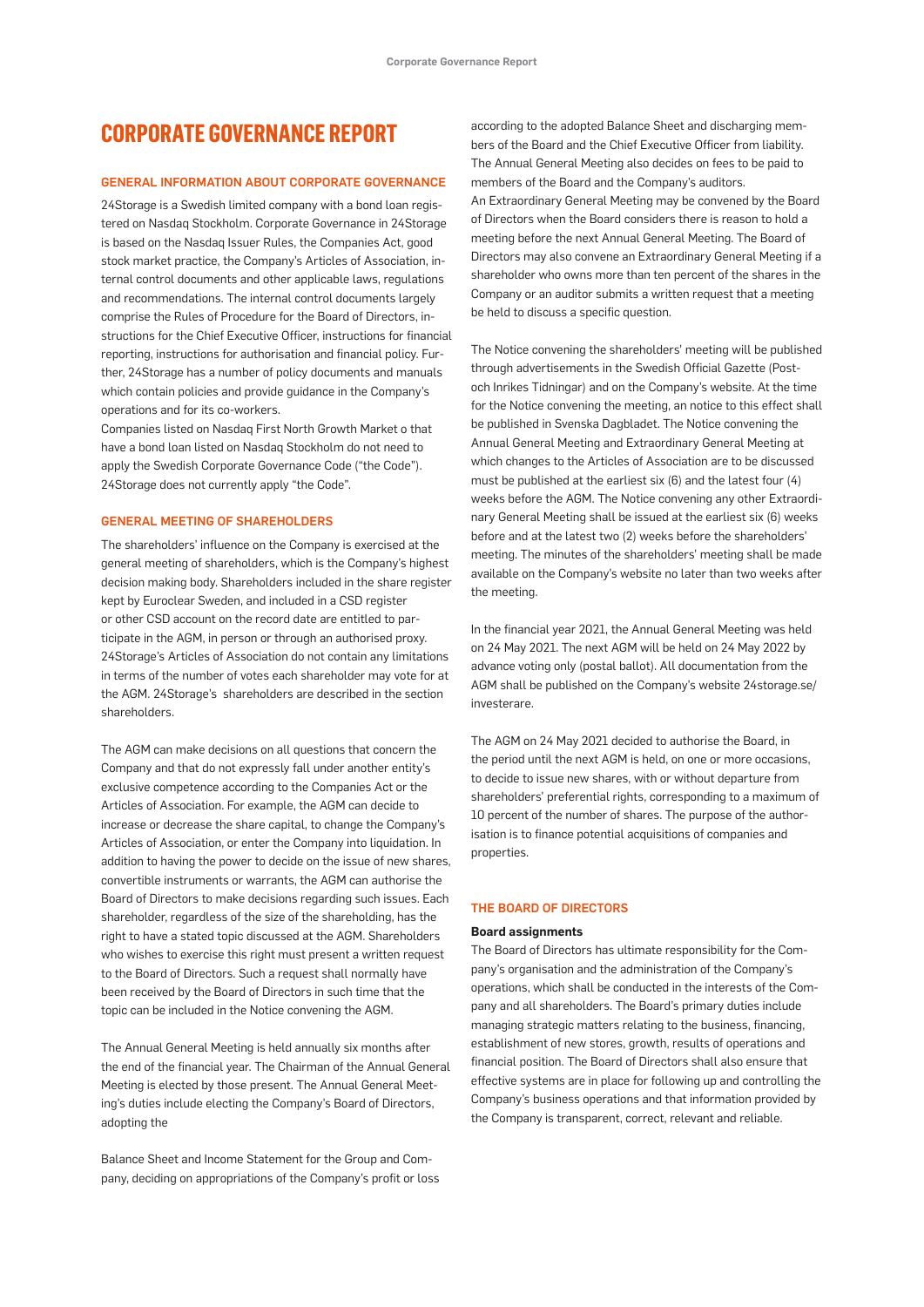# CORPORATE GOVERNANCE REPORT

## GENERAL INFORMATION ABOUT CORPORATE GOVERNANCE

24Storage is a Swedish limited company with a bond loan registered on Nasdaq Stockholm. Corporate Governance in 24Storage is based on the Nasdaq Issuer Rules, the Companies Act, good stock market practice, the Company's Articles of Association, internal control documents and other applicable laws, regulations and recommendations. The internal control documents largely comprise the Rules of Procedure for the Board of Directors, instructions for the Chief Executive Officer, instructions for financial reporting, instructions for authorisation and financial policy. Further, 24Storage has a number of policy documents and manuals which contain policies and provide guidance in the Company's operations and for its co-workers.

Companies listed on Nasdaq First North Growth Market o that have a bond loan listed on Nasdaq Stockholm do not need to apply the Swedish Corporate Governance Code ("the Code"). 24Storage does not currently apply "the Code".

## GENERAL MEETING OF SHAREHOLDERS

The shareholders' influence on the Company is exercised at the general meeting of shareholders, which is the Company's highest decision making body. Shareholders included in the share register kept by Euroclear Sweden, and included in a CSD register or other CSD account on the record date are entitled to participate in the AGM, in person or through an authorised proxy. 24Storage's Articles of Association do not contain any limitations in terms of the number of votes each shareholder may vote for at the AGM. 24Storage's shareholders are described in the section shareholders.

The AGM can make decisions on all questions that concern the Company and that do not expressly fall under another entity's exclusive competence according to the Companies Act or the Articles of Association. For example, the AGM can decide to increase or decrease the share capital, to change the Company's Articles of Association, or enter the Company into liquidation. In addition to having the power to decide on the issue of new shares, convertible instruments or warrants, the AGM can authorise the Board of Directors to make decisions regarding such issues. Each shareholder, regardless of the size of the shareholding, has the right to have a stated topic discussed at the AGM. Shareholders who wishes to exercise this right must present a written request to the Board of Directors. Such a request shall normally have been received by the Board of Directors in such time that the topic can be included in the Notice convening the AGM.

The Annual General Meeting is held annually six months after the end of the financial year. The Chairman of the Annual General Meeting is elected by those present. The Annual General Meeting's duties include electing the Company's Board of Directors, adopting the

Balance Sheet and Income Statement for the Group and Company, deciding on appropriations of the Company's profit or loss according to the adopted Balance Sheet and discharging members of the Board and the Chief Executive Officer from liability. The Annual General Meeting also decides on fees to be paid to members of the Board and the Company's auditors.

An Extraordinary General Meeting may be convened by the Board of Directors when the Board considers there is reason to hold a meeting before the next Annual General Meeting. The Board of Directors may also convene an Extraordinary General Meeting if a shareholder who owns more than ten percent of the shares in the Company or an auditor submits a written request that a meeting be held to discuss a specific question.

The Notice convening the shareholders' meeting will be published through advertisements in the Swedish Official Gazette (Post- och Inrikes Tidningar) and on the Company's website. At the time for the Notice convening the meeting, an notice to this effect shall be published in Svenska Dagbladet. The Notice convening the Annual General Meeting and Extraordinary General Meeting at which changes to the Articles of Association are to be discussed must be published at the earliest six (6) and the latest four (4) weeks before the AGM. The Notice convening any other Extraordinary General Meeting shall be issued at the earliest six (6) weeks before and at the latest two (2) weeks before the shareholders' meeting. The minutes of the shareholders' meeting shall be made available on the Company's website no later than two weeks after the meeting.

In the financial year 2021, the Annual General Meeting was held on 24 May 2021. The next AGM will be held on 24 May 2022 by advance voting only (postal ballot). All documentation from the AGM shall be published on the Company's website 24storage.se/investerare.

The AGM on 24 May 2021 decided to authorise the Board, in the period until the next AGM is held, on one or more occasions, to decide to issue new shares, with or without departure from shareholders' preferential rights, corresponding to a maximum of 10 percent of the number of shares. The purpose of the authorisation is to finance potential acquisitions of companies and properties.

## THE BOARD OF DIRECTORS

### Board assignments

The Board of Directors has ultimate responsibility for the Company's organisation and the administration of the Company's operations, which shall be conducted in the interests of the Company and all shareholders. The Board's primary duties include managing strategic matters relating to the business, financing, establishment of new stores, growth, results of operations and financial position. The Board of Directors shall also ensure that effective systems are in place for following up and controlling the Company's business operations and that information provided by the Company is transparent, correct, relevant and reliable.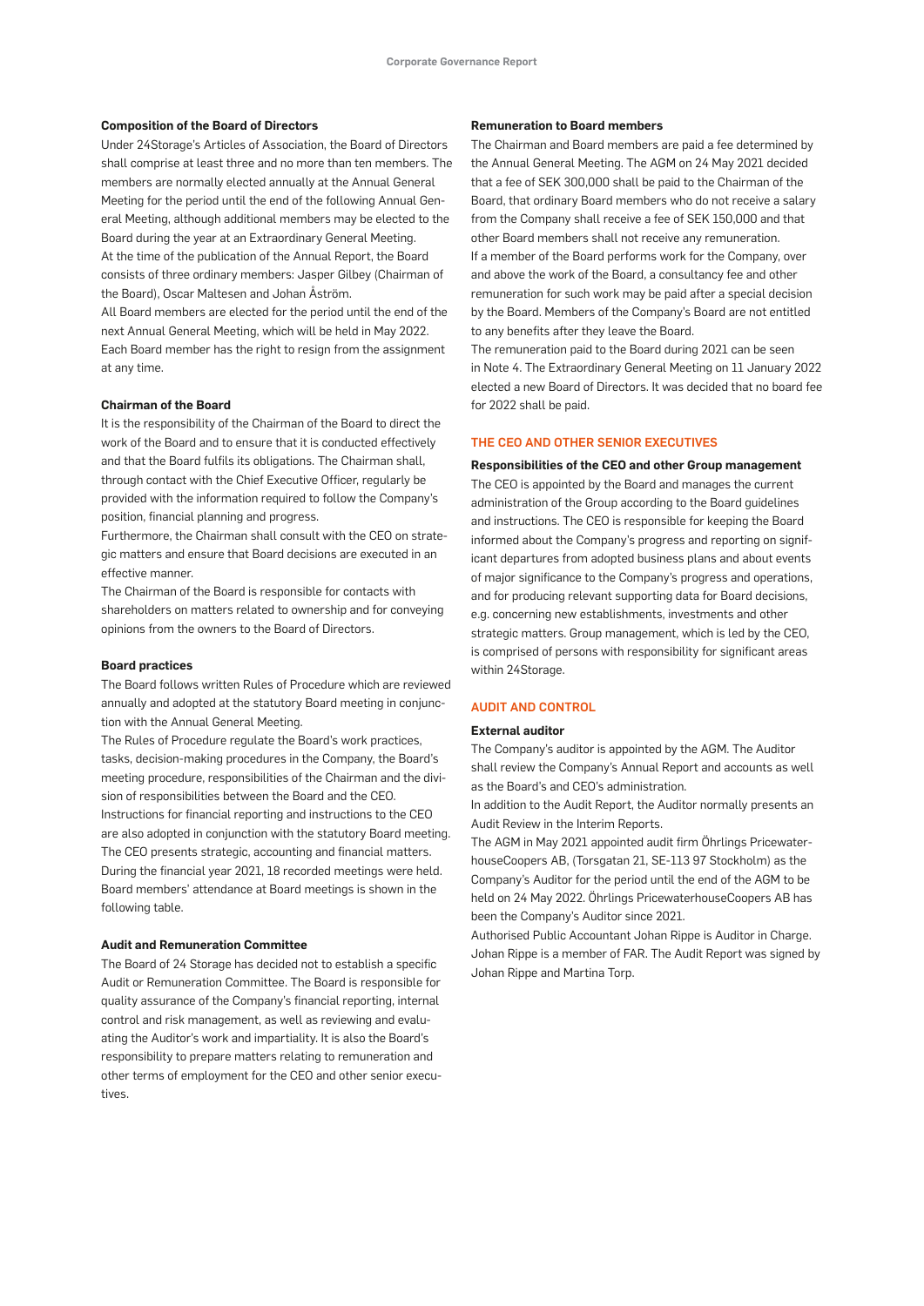### Composition of the Board of Directors

Under 24Storage's Articles of Association, the Board of Directors shall comprise at least three and no more than ten members. The members are normally elected annually at the Annual General Meeting for the period until the end of the following Annual General Meeting, although additional members may be elected to the Board during the year at an Extraordinary General Meeting.

At the time of the publication of the Annual Report, the Board consists of three ordinary members: Jasper Gilbey (Chairman of the Board), Oscar Maltesen and Johan Åström.

All Board members are elected for the period until the end of the next Annual General Meeting, which will be held in May 2022. Each Board member has the right to resign from the assignment at any time.

### Chairman of the Board

It is the responsibility of the Chairman of the Board to direct the work of the Board and to ensure that it is conducted effectively and that the Board fulfils its obligations. The Chairman shall, through contact with the Chief Executive Officer, regularly be provided with the information required to follow the Company's position, financial planning and progress.

Furthermore, the Chairman shall consult with the CEO on strategic matters and ensure that Board decisions are executed in an effective manner.

The Chairman of the Board is responsible for contacts with shareholders on matters related to ownership and for conveying opinions from the owners to the Board of Directors.

### Board practices

The Board follows written Rules of Procedure which are reviewed annually and adopted at the statutory Board meeting in conjunction with the Annual General Meeting.

The Rules of Procedure regulate the Board's work practices, tasks, decision-making procedures in the Company, the Board's meeting procedure, responsibilities of the Chairman and the division of responsibilities between the Board and the CEO.

Instructions for financial reporting and instructions to the CEO are also adopted in conjunction with the statutory Board meeting. The CEO presents strategic, accounting and financial matters. During the financial year 2021, 18 recorded meetings were held. Board members' attendance at Board meetings is shown in the following table.

### Audit and Remuneration Committee

The Board of 24 Storage has decided not to establish a specific Audit or Remuneration Committee. The Board is responsible for quality assurance of the Company's financial reporting, internal control and risk management, as well as reviewing and evaluating the Auditor's work and impartiality. It is also the Board's responsibility to prepare matters relating to remuneration and other terms of employment for the CEO and other senior executives.

### Remuneration to Board members

The Chairman and Board members are paid a fee determined by the Annual General Meeting. The AGM on 24 May 2021 decided that a fee of SEK 300,000 shall be paid to the Chairman of the Board, that ordinary Board members who do not receive a salary from the Company shall receive a fee of SEK 150,000 and that other Board members shall not receive any remuneration.

If a member of the Board performs work for the Company, over and above the work of the Board, a consultancy fee and other remuneration for such work may be paid after a special decision by the Board. Members of the Company's Board are not entitled to any benefits after they leave the Board.

The remuneration paid to the Board during 2021 can be seen in Note 4. The Extraordinary General Meeting on 11 January 2022 elected a new Board of Directors. It was decided that no board fee for 2022 shall be paid.

## THE CEO AND OTHER SENIOR EXECUTIVES

### Responsibilities of the CEO and other Group management

The CEO is appointed by the Board and manages the current administration of the Group according to the Board guidelines and instructions. The CEO is responsible for keeping the Board informed about the Company's progress and reporting on significant departures from adopted business plans and about events of major significance to the Company's progress and operations, and for producing relevant supporting data for Board decisions, e.g. concerning new establishments, investments and other strategic matters. Group management, which is led by the CEO, is comprised of persons with responsibility for significant areas within 24Storage.

## AUDIT AND CONTROL

### External auditor

The Company's auditor is appointed by the AGM. The Auditor shall review the Company's Annual Report and accounts as well as the Board's and CEO's administration.

In addition to the Audit Report, the Auditor normally presents an Audit Review in the Interim Reports.

The AGM in May 2021 appointed audit firm Öhrlings PricewaterhouseCoopers AB, (Torsgatan 21, SE-113 97 Stockholm) as the Company's Auditor for the period until the end of the AGM to be held on 24 May 2022. Öhrlings PricewaterhouseCoopers AB has been the Company's Auditor since 2021.

Authorised Public Accountant Johan Rippe is Auditor in Charge. Johan Rippe is a member of FAR. The Audit Report was signed by Johan Rippe and Martina Torp.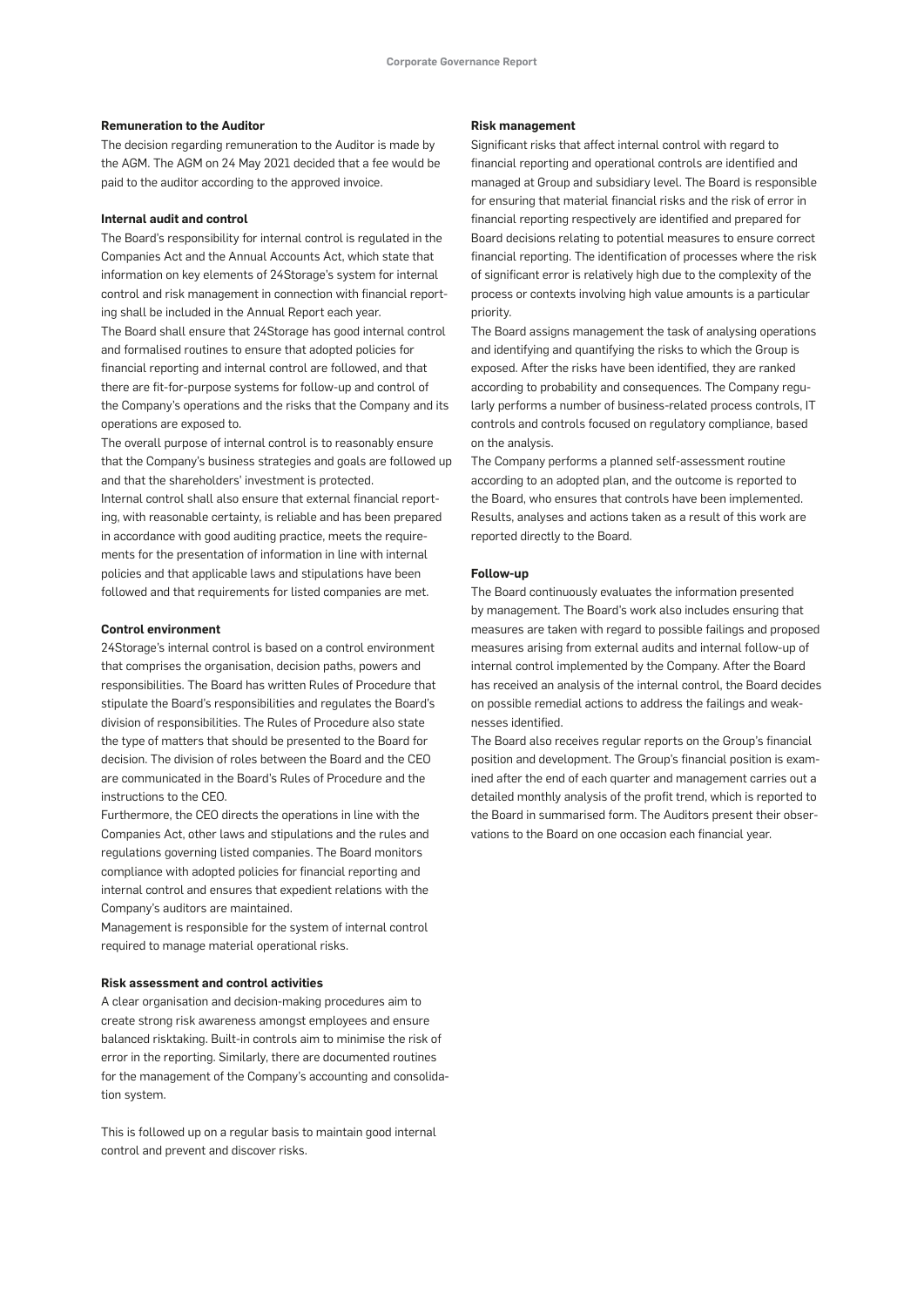### Remuneration to the Auditor

The decision regarding remuneration to the Auditor is made by the AGM. The AGM on 24 May 2021 decided that a fee would be paid to the auditor according to the approved invoice.

### Internal audit and control

The Board's responsibility for internal control is regulated in the Companies Act and the Annual Accounts Act, which state that information on key elements of 24Storage's system for internal control and risk management in connection with financial reporting shall be included in the Annual Report each year.

The Board shall ensure that 24Storage has good internal control and formalised routines to ensure that adopted policies for financial reporting and internal control are followed, and that there are fit-for-purpose systems for follow-up and control of the Company's operations and the risks that the Company and its operations are exposed to.

The overall purpose of internal control is to reasonably ensure that the Company's business strategies and goals are followed up and that the shareholders' investment is protected.

Internal control shall also ensure that external financial reporting, with reasonable certainty, is reliable and has been prepared in accordance with good auditing practice, meets the requirements for the presentation of information in line with internal policies and that applicable laws and stipulations have been followed and that requirements for listed companies are met.

### Control environment

24Storage's internal control is based on a control environment that comprises the organisation, decision paths, powers and responsibilities. The Board has written Rules of Procedure that stipulate the Board's responsibilities and regulates the Board's division of responsibilities. The Rules of Procedure also state the type of matters that should be presented to the Board for decision. The division of roles between the Board and the CEO are communicated in the Board's Rules of Procedure and the instructions to the CEO.

Furthermore, the CEO directs the operations in line with the Companies Act, other laws and stipulations and the rules and regulations governing listed companies. The Board monitors compliance with adopted policies for financial reporting and internal control and ensures that expedient relations with the Company's auditors are maintained.

Management is responsible for the system of internal control required to manage material operational risks.

### Risk assessment and control activities

A clear organisation and decision-making procedures aim to create strong risk awareness amongst employees and ensure balanced risktaking. Built-in controls aim to minimise the risk of error in the reporting. Similarly, there are documented routines for the management of the Company's accounting and consolidation system.

This is followed up on a regular basis to maintain good internal control and prevent and discover risks.

### Risk management

Significant risks that affect internal control with regard to financial reporting and operational controls are identified and managed at Group and subsidiary level. The Board is responsible for ensuring that material financial risks and the risk of error in financial reporting respectively are identified and prepared for Board decisions relating to potential measures to ensure correct financial reporting. The identification of processes where the risk of significant error is relatively high due to the complexity of the process or contexts involving high value amounts is a particular priority.

The Board assigns management the task of analysing operations and identifying and quantifying the risks to which the Group is exposed. After the risks have been identified, they are ranked according to probability and consequences. The Company regularly performs a number of business-related process controls, IT controls and controls focused on regulatory compliance, based on the analysis.

The Company performs a planned self-assessment routine according to an adopted plan, and the outcome is reported to the Board, who ensures that controls have been implemented. Results, analyses and actions taken as a result of this work are reported directly to the Board.

### Follow-up

The Board continuously evaluates the information presented by management. The Board's work also includes ensuring that measures are taken with regard to possible failings and proposed measures arising from external audits and internal follow-up of internal control implemented by the Company. After the Board has received an analysis of the internal control, the Board decides on possible remedial actions to address the failings and weaknesses identified.

The Board also receives regular reports on the Group's financial position and development. The Group's financial position is examined after the end of each quarter and management carries out a detailed monthly analysis of the profit trend, which is reported to the Board in summarised form. The Auditors present their observations to the Board on one occasion each financial year.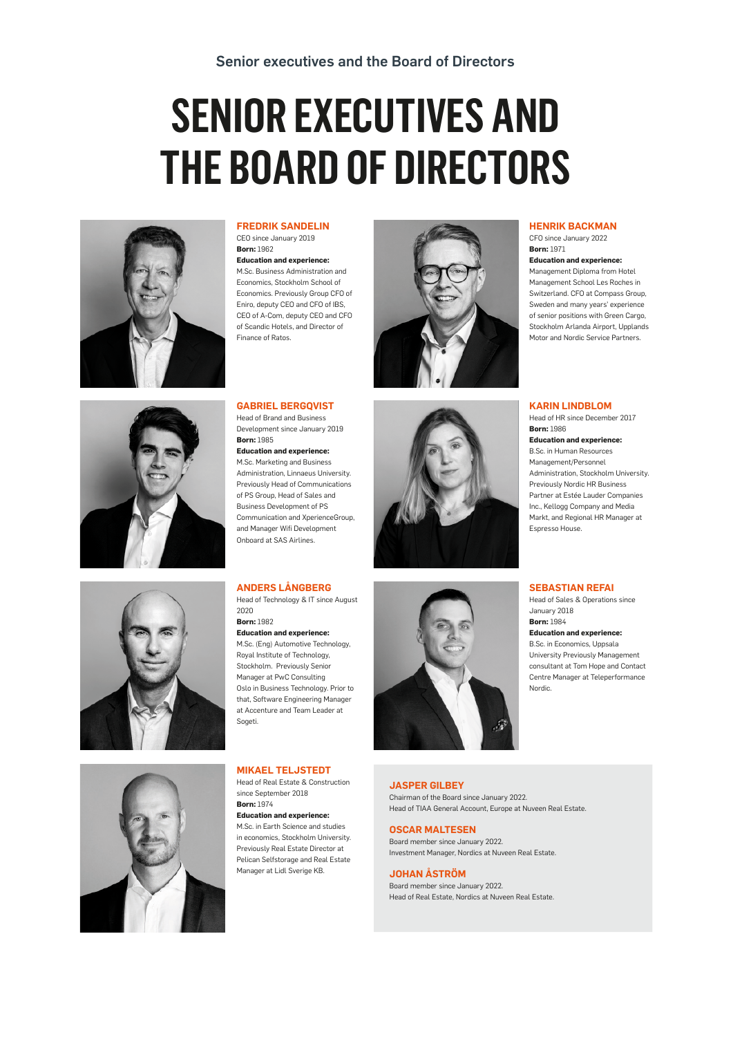# SENIOR EXECUTIVES AND THE BOARD OF DIRECTORS

### FREDRIK SANDELIN

CEO since January 2019

**Born:** 1962

**Education and experience:**
M.Sc. Business Administration and Economics, Stockholm School of Economics. Previously Group CFO of Eniro, deputy CEO and CFO of IBS, CEO of A-Com, deputy CEO and CFO of Scandic Hotels, and Director of Finance of Ratos.

### HENRIK BACKMAN

CFO since January 2022

**Born:** 1971

**Education and experience:**
Management Diploma from Hotel Management School Les Roches in Switzerland. CFO at Compass Group, Sweden and many years' experience of senior positions with Green Cargo, Stockholm Arlanda Airport, Upplands Motor and Nordic Service Partners.

### GABRIEL BERGQVIST

Head of Brand and Business Development since January 2019

**Born:** 1985

**Education and experience:**
M.Sc. Marketing and Business Administration, Linnaeus University. Previously Head of Communications of PS Group, Head of Sales and Business Development of PS Communication and XperienceGroup, and Manager Wifi Development Onboard at SAS Airlines.

### KARIN LINDBLOM

Head of HR since December 2017

**Born:** 1986

**Education and experience:**
B.Sc. in Human Resources Management/Personnel Administration, Stockholm University. Previously Nordic HR Business Partner at Estée Lauder Companies Inc., Kellogg Company and Media Markt, and Regional HR Manager at Espresso House.

### ANDERS LÅNGBERG

Head of Technology & IT since August 2020

**Born:** 1982

**Education and experience:**
M.Sc. (Eng) Automotive Technology, Royal Institute of Technology, Stockholm. Previously Senior Manager at PwC Consulting Oslo in Business Technology. Prior to that, Software Engineering Manager at Accenture and Team Leader at Sogeti.

### SEBASTIAN REFAI

Head of Sales & Operations since January 2018

**Born:** 1984

**Education and experience:**
B.Sc. in Economics, Uppsala University Previously Management consultant at Tom Hope and Contact Centre Manager at Teleperformance Nordic.

### MIKAEL TELJSTEDT

Head of Real Estate & Construction since September 2018

**Born:** 1974

**Education and experience:**
M.Sc. in Earth Science and studies in economics, Stockholm University. Previously Real Estate Director at Pelican Selfstorage and Real Estate Manager at Lidl Sverige KB.

### JASPER GILBEY

Chairman of the Board since January 2022.
Head of TIAA General Account, Europe at Nuveen Real Estate.

### OSCAR MALTESEN

Board member since January 2022.
Investment Manager, Nordics at Nuveen Real Estate.

### JOHAN ÅSTRÖM

Board member since January 2022.
Head of Real Estate, Nordics at Nuveen Real Estate.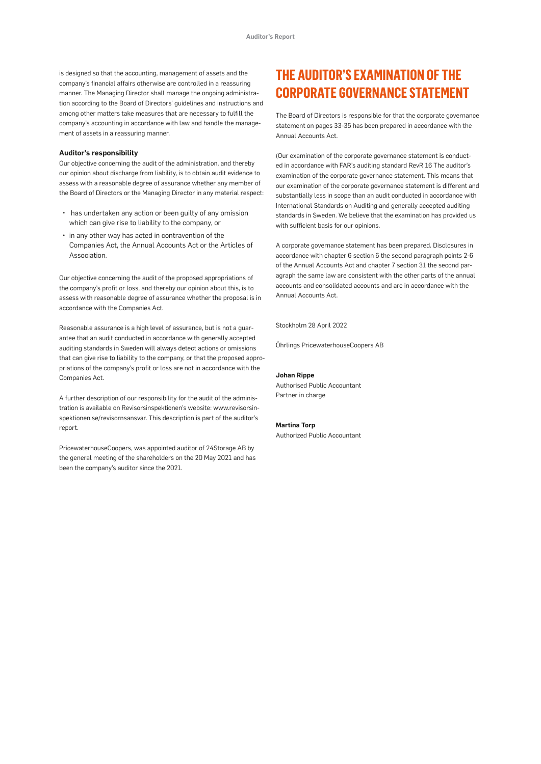is designed so that the accounting, management of assets and the company's financial affairs otherwise are controlled in a reassuring manner. The Managing Director shall manage the ongoing administration according to the Board of Directors' guidelines and instructions and among other matters take measures that are necessary to fulfill the company's accounting in accordance with law and handle the management of assets in a reassuring manner.

**Auditor's responsibility**

Our objective concerning the audit of the administration, and thereby our opinion about discharge from liability, is to obtain audit evidence to assess with a reasonable degree of assurance whether any member of the Board of Directors or the Managing Director in any material respect:

- has undertaken any action or been guilty of any omission which can give rise to liability to the company, or
- in any other way has acted in contravention of the Companies Act, the Annual Accounts Act or the Articles of Association.

Our objective concerning the audit of the proposed appropriations of the company's profit or loss, and thereby our opinion about this, is to assess with reasonable degree of assurance whether the proposal is in accordance with the Companies Act.

Reasonable assurance is a high level of assurance, but is not a guarantee that an audit conducted in accordance with generally accepted auditing standards in Sweden will always detect actions or omissions that can give rise to liability to the company, or that the proposed appropriations of the company's profit or loss are not in accordance with the Companies Act.

A further description of our responsibility for the audit of the administration is available on Revisorsinspektionen's website: www.revisorsinspektionen.se/revisornsansvar. This description is part of the auditor's report.

PricewaterhouseCoopers, was appointed auditor of 24Storage AB by the general meeting of the shareholders on the 20 May 2021 and has been the company's auditor since the 2021.

# THE AUDITOR'S EXAMINATION OF THE CORPORATE GOVERNANCE STATEMENT

The Board of Directors is responsible for that the corporate governance statement on pages 33-35 has been prepared in accordance with the Annual Accounts Act.

(Our examination of the corporate governance statement is conducted in accordance with FAR's auditing standard RevR 16 The auditor's examination of the corporate governance statement. This means that our examination of the corporate governance statement is different and substantially less in scope than an audit conducted in accordance with International Standards on Auditing and generally accepted auditing standards in Sweden. We believe that the examination has provided us with sufficient basis for our opinions.

A corporate governance statement has been prepared. Disclosures in accordance with chapter 6 section 6 the second paragraph points 2-6 of the Annual Accounts Act and chapter 7 section 31 the second paragraph the same law are consistent with the other parts of the annual accounts and consolidated accounts and are in accordance with the Annual Accounts Act.

Stockholm 28 April 2022

Öhrlings PricewaterhouseCoopers AB

**Johan Rippe**
Authorised Public Accountant
Partner in charge

**Martina Torp**
Authorized Public Accountant